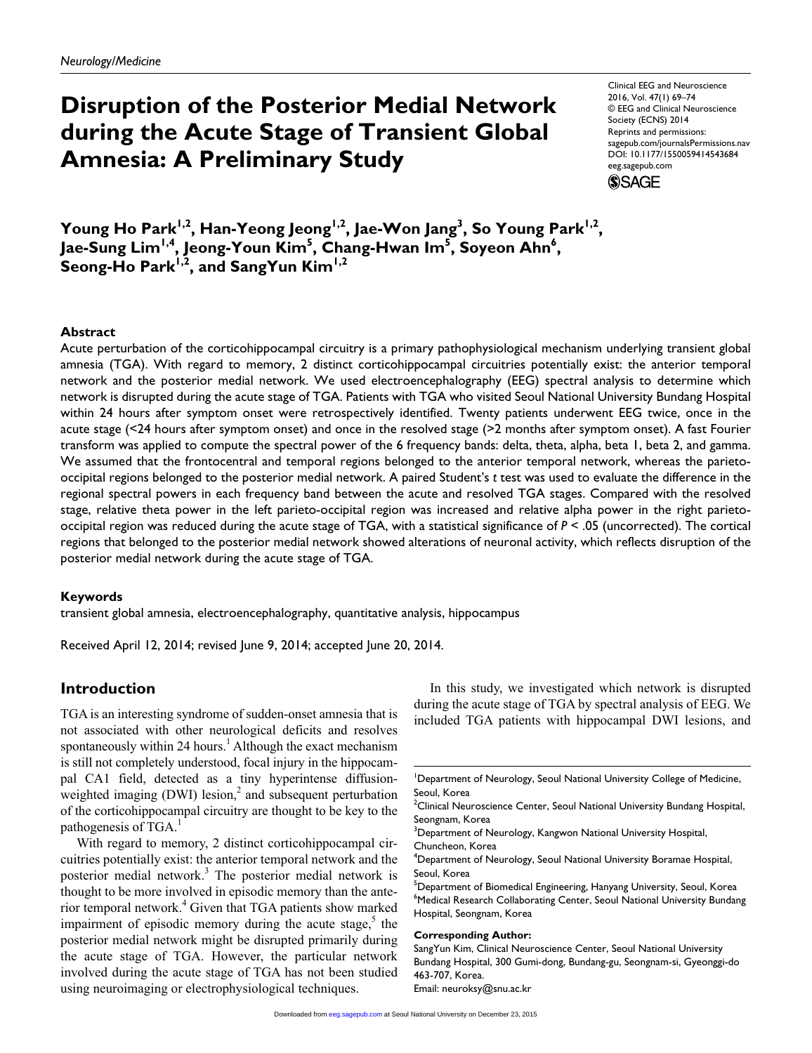Neurology/Medicine

# Disruption of the Posterior Medial Network during the Acute Stage of Transient Global Amnesia: A Preliminary Study

Clinical EEG and Neuroscience
2016, Vol. 47(1) 69–74
© EEG and Clinical Neuroscience Society (ECNS) 2014
Reprints and permissions: sagepub.com/journalsPermissions.nav
DOI: 10.1177/1550059414543684
eeg.sagepub.com

**Young Ho Park[1,2], Han-Yeong Jeong[1,2], Jae-Won Jang[3], So Young Park[1,2], Jae-Sung Lim[1,4], Jeong-Youn Kim[5], Chang-Hwan Im[5], Soyeon Ahn[6], Seong-Ho Park[1,2], and SangYun Kim[1,2]**

## Abstract

Acute perturbation of the corticohippocampal circuitry is a primary pathophysiological mechanism underlying transient global amnesia (TGA). With regard to memory, 2 distinct corticohippocampal circuitries potentially exist: the anterior temporal network and the posterior medial network. We used electroencephalography (EEG) spectral analysis to determine which network is disrupted during the acute stage of TGA. Patients with TGA who visited Seoul National University Bundang Hospital within 24 hours after symptom onset were retrospectively identified. Twenty patients underwent EEG twice, once in the acute stage (<24 hours after symptom onset) and once in the resolved stage (>2 months after symptom onset). A fast Fourier transform was applied to compute the spectral power of the 6 frequency bands: delta, theta, alpha, beta 1, beta 2, and gamma. We assumed that the frontocentral and temporal regions belonged to the anterior temporal network, whereas the parieto-occipital regions belonged to the posterior medial network. A paired Student's *t* test was used to evaluate the difference in the regional spectral powers in each frequency band between the acute and resolved TGA stages. Compared with the resolved stage, relative theta power in the left parieto-occipital region was increased and relative alpha power in the right parieto-occipital region was reduced during the acute stage of TGA, with a statistical significance of $P < .05$ (uncorrected). The cortical regions that belonged to the posterior medial network showed alterations of neuronal activity, which reflects disruption of the posterior medial network during the acute stage of TGA.

### Keywords

transient global amnesia, electroencephalography, quantitative analysis, hippocampus

Received April 12, 2014; revised June 9, 2014; accepted June 20, 2014.

## Introduction

TGA is an interesting syndrome of sudden-onset amnesia that is not associated with other neurological deficits and resolves spontaneously within 24 hours.[1] Although the exact mechanism is still not completely understood, focal injury in the hippocampal CA1 field, detected as a tiny hyperintense diffusion-weighted imaging (DWI) lesion,[2] and subsequent perturbation of the corticohippocampal circuitry are thought to be key to the pathogenesis of TGA.[1]

With regard to memory, 2 distinct corticohippocampal circuitries potentially exist: the anterior temporal network and the posterior medial network.[3] The posterior medial network is thought to be more involved in episodic memory than the anterior temporal network.[4] Given that TGA patients show marked impairment of episodic memory during the acute stage,[5] the posterior medial network might be disrupted primarily during the acute stage of TGA. However, the particular network involved during the acute stage of TGA has not been studied using neuroimaging or electrophysiological techniques.

In this study, we investigated which network is disrupted during the acute stage of TGA by spectral analysis of EEG. We included TGA patients with hippocampal DWI lesions, and

[1]Department of Neurology, Seoul National University College of Medicine, Seoul, Korea
[2]Clinical Neuroscience Center, Seoul National University Bundang Hospital, Seongnam, Korea
[3]Department of Neurology, Kangwon National University Hospital, Chuncheon, Korea
[4]Department of Neurology, Seoul National University Boramae Hospital, Seoul, Korea
[5]Department of Biomedical Engineering, Hanyang University, Seoul, Korea
[6]Medical Research Collaborating Center, Seoul National University Bundang Hospital, Seongnam, Korea

**Corresponding Author:**
SangYun Kim, Clinical Neuroscience Center, Seoul National University Bundang Hospital, 300 Gumi-dong, Bundang-gu, Seongnam-si, Gyeonggi-do 463-707, Korea.
Email: neuroksy@snu.ac.kr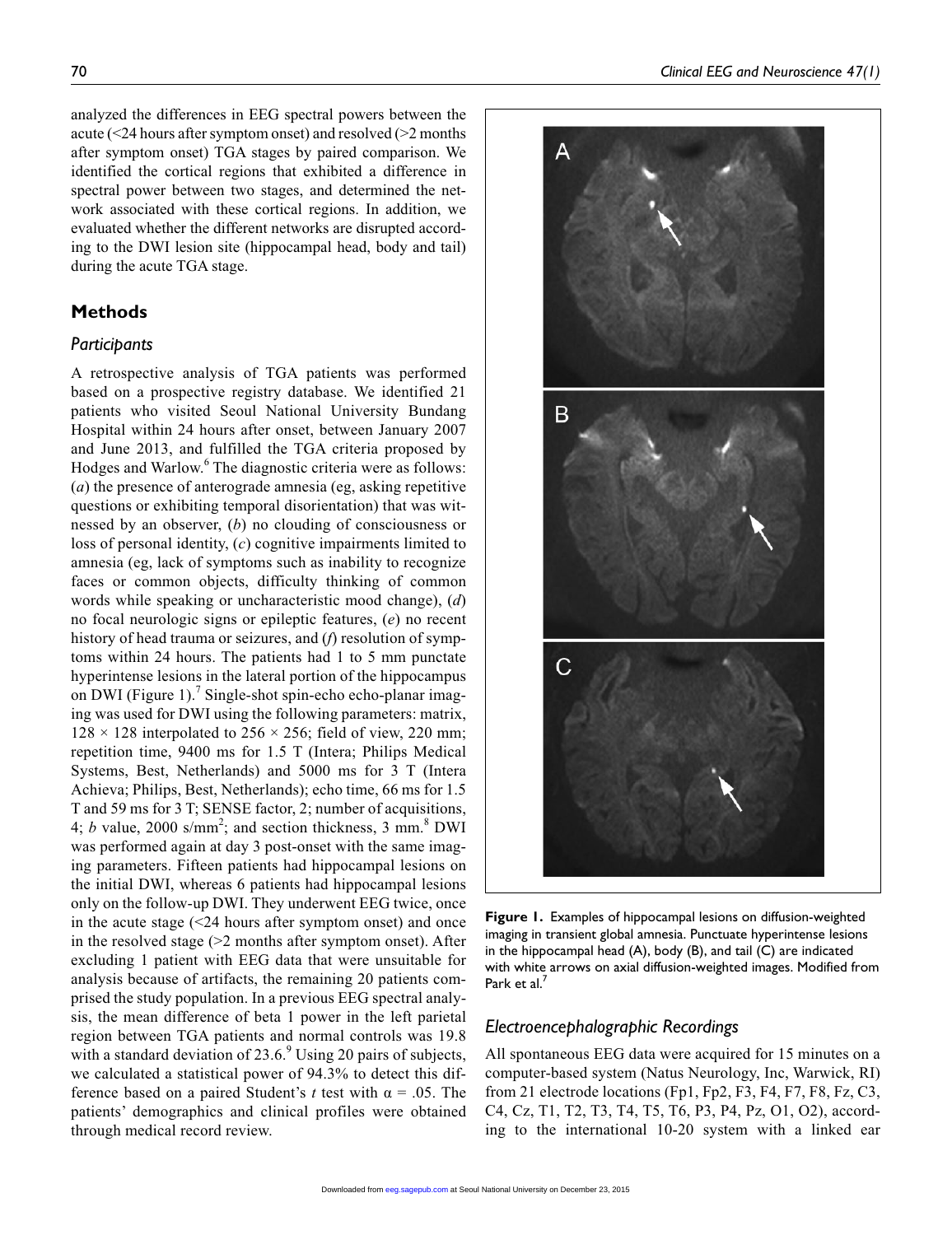analyzed the differences in EEG spectral powers between the acute (<24 hours after symptom onset) and resolved (>2 months after symptom onset) TGA stages by paired comparison. We identified the cortical regions that exhibited a difference in spectral power between two stages, and determined the network associated with these cortical regions. In addition, we evaluated whether the different networks are disrupted according to the DWI lesion site (hippocampal head, body and tail) during the acute TGA stage.

## Methods

### Participants

A retrospective analysis of TGA patients was performed based on a prospective registry database. We identified 21 patients who visited Seoul National University Bundang Hospital within 24 hours after onset, between January 2007 and June 2013, and fulfilled the TGA criteria proposed by Hodges and Warlow.[6] The diagnostic criteria were as follows: (*a*) the presence of anterograde amnesia (eg, asking repetitive questions or exhibiting temporal disorientation) that was witnessed by an observer, (*b*) no clouding of consciousness or loss of personal identity, (*c*) cognitive impairments limited to amnesia (eg, lack of symptoms such as inability to recognize faces or common objects, difficulty thinking of common words while speaking or uncharacteristic mood change), (*d*) no focal neurologic signs or epileptic features, (*e*) no recent history of head trauma or seizures, and (*f*) resolution of symptoms within 24 hours. The patients had 1 to 5 mm punctate hyperintense lesions in the lateral portion of the hippocampus on DWI (Figure 1).[7] Single-shot spin-echo echo-planar imaging was used for DWI using the following parameters: matrix, $128 \times 128$ interpolated to $256 \times 256$; field of view, 220 mm; repetition time, 9400 ms for 1.5 T (Intera; Philips Medical Systems, Best, Netherlands) and 5000 ms for 3 T (Intera Achieva; Philips, Best, Netherlands); echo time, 66 ms for 1.5 T and 59 ms for 3 T; SENSE factor, 2; number of acquisitions, 4; *b* value, 2000 s/mm$^2$; and section thickness, 3 mm.[8] DWI was performed again at day 3 post-onset with the same imaging parameters. Fifteen patients had hippocampal lesions on the initial DWI, whereas 6 patients had hippocampal lesions only on the follow-up DWI. They underwent EEG twice, once in the acute stage (<24 hours after symptom onset) and once in the resolved stage (>2 months after symptom onset). After excluding 1 patient with EEG data that were unsuitable for analysis because of artifacts, the remaining 20 patients comprised the study population. In a previous EEG spectral analysis, the mean difference of beta 1 power in the left parietal region between TGA patients and normal controls was 19.8 with a standard deviation of 23.6.[9] Using 20 pairs of subjects, we calculated a statistical power of 94.3% to detect this difference based on a paired Student's *t* test with $\alpha = .05$. The patients' demographics and clinical profiles were obtained through medical record review.

**Figure 1.** Examples of hippocampal lesions on diffusion-weighted imaging in transient global amnesia. Punctuate hyperintense lesions in the hippocampal head (A), body (B), and tail (C) are indicated with white arrows on axial diffusion-weighted images. Modified from Park et al.[7]

### Electroencephalographic Recordings

All spontaneous EEG data were acquired for 15 minutes on a computer-based system (Natus Neurology, Inc, Warwick, RI) from 21 electrode locations (Fp1, Fp2, F3, F4, F7, F8, Fz, C3, C4, Cz, T1, T2, T3, T4, T5, T6, P3, P4, Pz, O1, O2), according to the international 10-20 system with a linked ear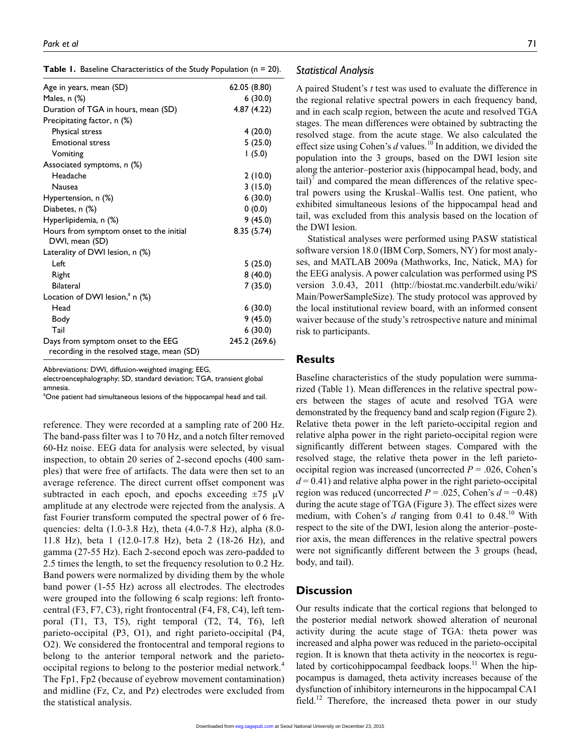**Table 1.** Baseline Characteristics of the Study Population (n = 20).

| | |
|---|---|
| Age in years, mean (SD) | 62.05 (8.80) |
| Males, n (%) | 6 (30.0) |
| Duration of TGA in hours, mean (SD) | 4.87 (4.22) |
| Precipitating factor, n (%) | |
| Physical stress | 4 (20.0) |
| Emotional stress | 5 (25.0) |
| Vomiting | 1 (5.0) |
| Associated symptoms, n (%) | |
| Headache | 2 (10.0) |
| Nausea | 3 (15.0) |
| Hypertension, n (%) | 6 (30.0) |
| Diabetes, n (%) | 0 (0.0) |
| Hyperlipidemia, n (%) | 9 (45.0) |
| Hours from symptom onset to the initial DWI, mean (SD) | 8.35 (5.74) |
| Laterality of DWI lesion, n (%) | |
| Left | 5 (25.0) |
| Right | 8 (40.0) |
| Bilateral | 7 (35.0) |
| Location of DWI lesion,[a] n (%) | |
| Head | 6 (30.0) |
| Body | 9 (45.0) |
| Tail | 6 (30.0) |
| Days from symptom onset to the EEG recording in the resolved stage, mean (SD) | 245.2 (269.6) |

Abbreviations: DWI, diffusion-weighted imaging; EEG, electroencephalography; SD, standard deviation; TGA, transient global amnesia.

[a]One patient had simultaneous lesions of the hippocampal head and tail.

reference. They were recorded at a sampling rate of 200 Hz. The band-pass filter was 1 to 70 Hz, and a notch filter removed 60-Hz noise. EEG data for analysis were selected, by visual inspection, to obtain 20 series of 2-second epochs (400 samples) that were free of artifacts. The data were then set to an average reference. The direct current offset component was subtracted in each epoch, and epochs exceeding ±75 μV amplitude at any electrode were rejected from the analysis. A fast Fourier transform computed the spectral power of 6 frequencies: delta (1.0-3.8 Hz), theta (4.0-7.8 Hz), alpha (8.0-11.8 Hz), beta 1 (12.0-17.8 Hz), beta 2 (18-26 Hz), and gamma (27-55 Hz). Each 2-second epoch was zero-padded to 2.5 times the length, to set the frequency resolution to 0.2 Hz. Band powers were normalized by dividing them by the whole band power (1-55 Hz) across all electrodes. The electrodes were grouped into the following 6 scalp regions: left frontocentral (F3, F7, C3), right frontocentral (F4, F8, C4), left temporal (T1, T3, T5), right temporal (T2, T4, T6), left parieto-occipital (P3, O1), and right parieto-occipital (P4, O2). We considered the frontocentral and temporal regions to belong to the anterior temporal network and the parieto-occipital regions to belong to the posterior medial network.[4] The Fp1, Fp2 (because of eyebrow movement contamination) and midline (Fz, Cz, and Pz) electrodes were excluded from the statistical analysis.

### *Statistical Analysis*

A paired Student's *t* test was used to evaluate the difference in the regional relative spectral powers in each frequency band, and in each scalp region, between the acute and resolved TGA stages. The mean differences were obtained by subtracting the resolved stage. from the acute stage. We also calculated the effect size using Cohen's *d* values.[10] In addition, we divided the population into the 3 groups, based on the DWI lesion site along the anterior–posterior axis (hippocampal head, body, and tail)[7] and compared the mean differences of the relative spectral powers using the Kruskal–Wallis test. One patient, who exhibited simultaneous lesions of the hippocampal head and tail, was excluded from this analysis based on the location of the DWI lesion.

Statistical analyses were performed using PASW statistical software version 18.0 (IBM Corp, Somers, NY) for most analyses, and MATLAB 2009a (Mathworks, Inc, Natick, MA) for the EEG analysis. A power calculation was performed using PS version 3.0.43, 2011 (http://biostat.mc.vanderbilt.edu/wiki/Main/PowerSampleSize). The study protocol was approved by the local institutional review board, with an informed consent waiver because of the study's retrospective nature and minimal risk to participants.

## Results

Baseline characteristics of the study population were summarized (Table 1). Mean differences in the relative spectral powers between the stages of acute and resolved TGA were demonstrated by the frequency band and scalp region (Figure 2). Relative theta power in the left parieto-occipital region and relative alpha power in the right parieto-occipital region were significantly different between stages. Compared with the resolved stage, the relative theta power in the left parieto-occipital region was increased (uncorrected $P = .026$, Cohen's $d = 0.41$) and relative alpha power in the right parieto-occipital region was reduced (uncorrected $P = .025$, Cohen's $d = -0.48$) during the acute stage of TGA (Figure 3). The effect sizes were medium, with Cohen's *d* ranging from 0.41 to 0.48.[10] With respect to the site of the DWI, lesion along the anterior–posterior axis, the mean differences in the relative spectral powers were not significantly different between the 3 groups (head, body, and tail).

## Discussion

Our results indicate that the cortical regions that belonged to the posterior medial network showed alteration of neuronal activity during the acute stage of TGA: theta power was increased and alpha power was reduced in the parieto-occipital region. It is known that theta activity in the neocortex is regulated by corticohippocampal feedback loops.[11] When the hippocampus is damaged, theta activity increases because of the dysfunction of inhibitory interneurons in the hippocampal CA1 field.[12] Therefore, the increased theta power in our study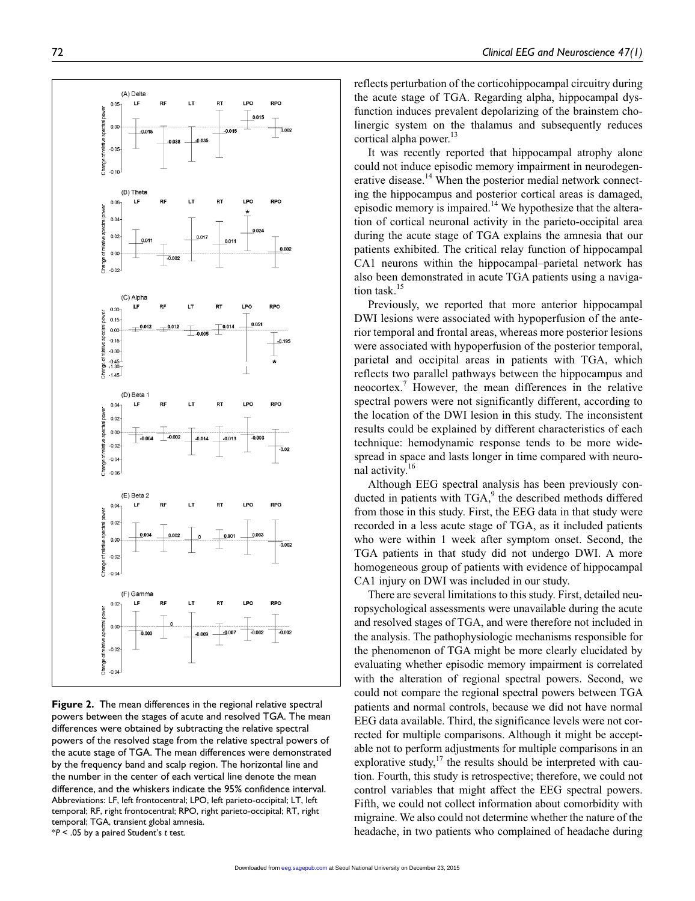(A) Delta
LF RF LT RT LPO RPO
0.05
0.00
-0.05
-0.10
Change of relative spectral power
-0.015 -0.038 -0.035 -0.015 0.015 0.002

(B) Theta
LF RF LT RT LPO RPO
0.06
0.04
0.02
0.00
-0.02
Change of relative spectral power
0.011 -0.002 0.017 0.011 0.024 0.002
*

(C) Alpha
LF RF LT RT LPO RPO
0.30
0.15
0.00
-0.15
-0.30
-0.45
-1.30
-1.45
Change of relative spectral power
0.012 0.012 -0.005 0.014 0.051 -0.195
*

(D) Beta 1
LF RF LT RT LPO RPO
0.04
0.02
0.00
-0.02
-0.04
-0.06
Change of relative spectral power
-0.004 -0.002 -0.014 -0.013 -0.003 -0.02

(E) Beta 2
LF RF LT RT LPO RPO
0.04
0.02
0.00
-0.02
-0.04
Change of relative spectral power
0.004 0.002 0 0.001 0.003 -0.002

(F) Gamma
LF RF LT RT LPO RPO
0.02
0.00
-0.02
-0.04
Change of relative spectral power
-0.003 0 -0.009 -0.007 -0.002 -0.002

**Figure 2.** The mean differences in the regional relative spectral powers between the stages of acute and resolved TGA. The mean differences were obtained by subtracting the relative spectral powers of the resolved stage from the relative spectral powers of the acute stage of TGA. The mean differences were demonstrated by the frequency band and scalp region. The horizontal line and the number in the center of each vertical line denote the mean difference, and the whiskers indicate the 95% confidence interval. Abbreviations: LF, left frontocentral; LPO, left parieto-occipital; LT, left temporal; RF, right frontocentral; RPO, right parieto-occipital; RT, right temporal; TGA, transient global amnesia.
*$P < .05$ by a paired Student's $t$ test.

reflects perturbation of the corticohippocampal circuitry during the acute stage of TGA. Regarding alpha, hippocampal dysfunction induces prevalent depolarizing of the brainstem cholinergic system on the thalamus and subsequently reduces cortical alpha power.[13]

It was recently reported that hippocampal atrophy alone could not induce episodic memory impairment in neurodegenerative disease.[14] When the posterior medial network connecting the hippocampus and posterior cortical areas is damaged, episodic memory is impaired.[14] We hypothesize that the alteration of cortical neuronal activity in the parieto-occipital area during the acute stage of TGA explains the amnesia that our patients exhibited. The critical relay function of hippocampal CA1 neurons within the hippocampal–parietal network has also been demonstrated in acute TGA patients using a navigation task.[15]

Previously, we reported that more anterior hippocampal DWI lesions were associated with hypoperfusion of the anterior temporal and frontal areas, whereas more posterior lesions were associated with hypoperfusion of the posterior temporal, parietal and occipital areas in patients with TGA, which reflects two parallel pathways between the hippocampus and neocortex.[7] However, the mean differences in the relative spectral powers were not significantly different, according to the location of the DWI lesion in this study. The inconsistent results could be explained by different characteristics of each technique: hemodynamic response tends to be more widespread in space and lasts longer in time compared with neuronal activity.[16]

Although EEG spectral analysis has been previously conducted in patients with TGA,[9] the described methods differed from those in this study. First, the EEG data in that study were recorded in a less acute stage of TGA, as it included patients who were within 1 week after symptom onset. Second, the TGA patients in that study did not undergo DWI. A more homogeneous group of patients with evidence of hippocampal CA1 injury on DWI was included in our study.

There are several limitations to this study. First, detailed neuropsychological assessments were unavailable during the acute and resolved stages of TGA, and were therefore not included in the analysis. The pathophysiologic mechanisms responsible for the phenomenon of TGA might be more clearly elucidated by evaluating whether episodic memory impairment is correlated with the alteration of regional spectral powers. Second, we could not compare the regional spectral powers between TGA patients and normal controls, because we did not have normal EEG data available. Third, the significance levels were not corrected for multiple comparisons. Although it might be acceptable not to perform adjustments for multiple comparisons in an explorative study,[17] the results should be interpreted with caution. Fourth, this study is retrospective; therefore, we could not control variables that might affect the EEG spectral powers. Fifth, we could not collect information about comorbidity with migraine. We also could not determine whether the nature of the headache, in two patients who complained of headache during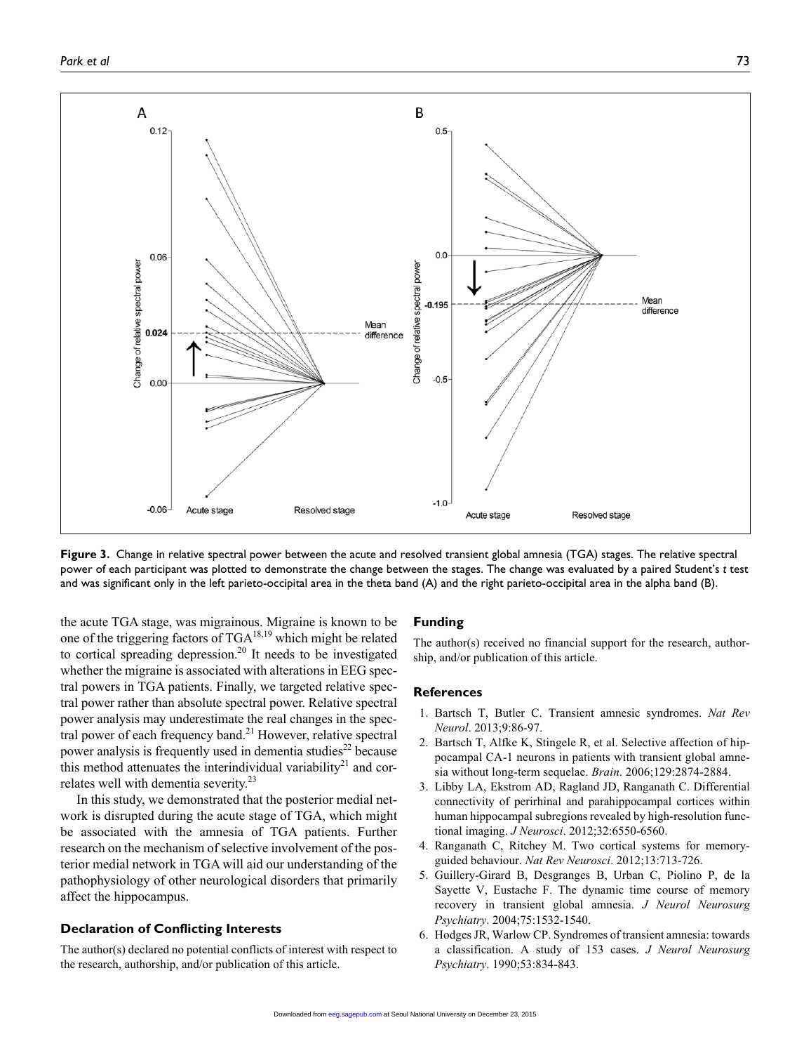A

0.12

0.06

0.024

0.00

-0.06

Change of relative spectral power

Mean difference

Acute stage

Resolved stage

B

0.5

0.0

-0.195

-0.5

-1.0

Change of relative spectral power

Mean difference

Acute stage

Resolved stage

**Figure 3.** Change in relative spectral power between the acute and resolved transient global amnesia (TGA) stages. The relative spectral power of each participant was plotted to demonstrate the change between the stages. The change was evaluated by a paired Student's *t* test and was significant only in the left parieto-occipital area in the theta band (A) and the right parieto-occipital area in the alpha band (B).

the acute TGA stage, was migrainous. Migraine is known to be one of the triggering factors of TGA[18,19] which might be related to cortical spreading depression.[20] It needs to be investigated whether the migraine is associated with alterations in EEG spectral powers in TGA patients. Finally, we targeted relative spectral power rather than absolute spectral power. Relative spectral power analysis may underestimate the real changes in the spectral power of each frequency band.[21] However, relative spectral power analysis is frequently used in dementia studies[22] because this method attenuates the interindividual variability[21] and correlates well with dementia severity.[23]

In this study, we demonstrated that the posterior medial network is disrupted during the acute stage of TGA, which might be associated with the amnesia of TGA patients. Further research on the mechanism of selective involvement of the posterior medial network in TGA will aid our understanding of the pathophysiology of other neurological disorders that primarily affect the hippocampus.

### Declaration of Conflicting Interests

The author(s) declared no potential conflicts of interest with respect to the research, authorship, and/or publication of this article.

### Funding

The author(s) received no financial support for the research, authorship, and/or publication of this article.

### References

1. Bartsch T, Butler C. Transient amnesic syndromes. *Nat Rev Neurol*. 2013;9:86-97.
2. Bartsch T, Alfke K, Stingele R, et al. Selective affection of hippocampal CA-1 neurons in patients with transient global amnesia without long-term sequelae. *Brain*. 2006;129:2874-2884.
3. Libby LA, Ekstrom AD, Ragland JD, Ranganath C. Differential connectivity of perirhinal and parahippocampal cortices within human hippocampal subregions revealed by high-resolution functional imaging. *J Neurosci*. 2012;32:6550-6560.
4. Ranganath C, Ritchey M. Two cortical systems for memory-guided behaviour. *Nat Rev Neurosci*. 2012;13:713-726.
5. Guillery-Girard B, Desgranges B, Urban C, Piolino P, de la Sayette V, Eustache F. The dynamic time course of memory recovery in transient global amnesia. *J Neurol Neurosurg Psychiatry*. 2004;75:1532-1540.
6. Hodges JR, Warlow CP. Syndromes of transient amnesia: towards a classification. A study of 153 cases. *J Neurol Neurosurg Psychiatry*. 1990;53:834-843.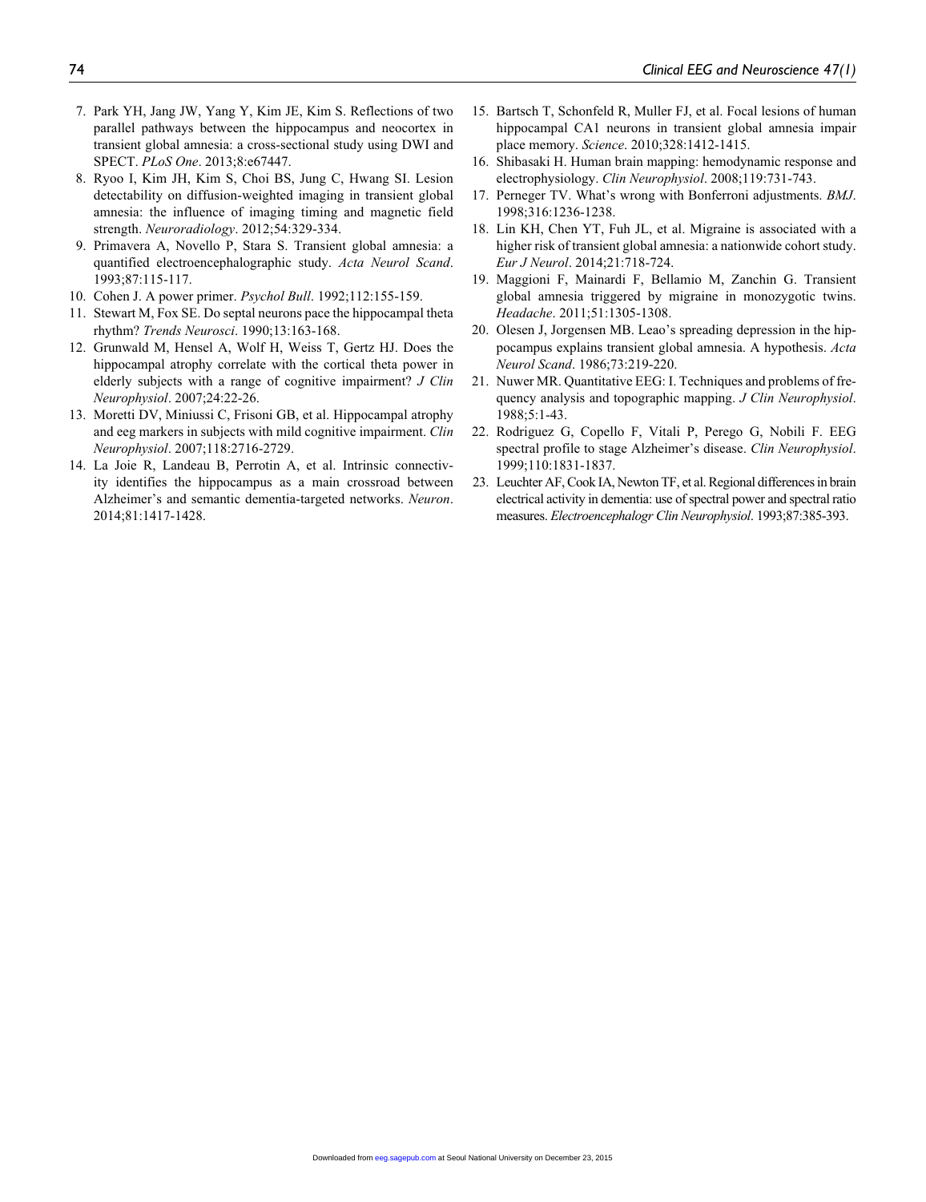7. Park YH, Jang JW, Yang Y, Kim JE, Kim S. Reflections of two parallel pathways between the hippocampus and neocortex in transient global amnesia: a cross-sectional study using DWI and SPECT. *PLoS One*. 2013;8:e67447.
8. Ryoo I, Kim JH, Kim S, Choi BS, Jung C, Hwang SI. Lesion detectability on diffusion-weighted imaging in transient global amnesia: the influence of imaging timing and magnetic field strength. *Neuroradiology*. 2012;54:329-334.
9. Primavera A, Novello P, Stara S. Transient global amnesia: a quantified electroencephalographic study. *Acta Neurol Scand*. 1993;87:115-117.
10. Cohen J. A power primer. *Psychol Bull*. 1992;112:155-159.
11. Stewart M, Fox SE. Do septal neurons pace the hippocampal theta rhythm? *Trends Neurosci*. 1990;13:163-168.
12. Grunwald M, Hensel A, Wolf H, Weiss T, Gertz HJ. Does the hippocampal atrophy correlate with the cortical theta power in elderly subjects with a range of cognitive impairment? *J Clin Neurophysiol*. 2007;24:22-26.
13. Moretti DV, Miniussi C, Frisoni GB, et al. Hippocampal atrophy and eeg markers in subjects with mild cognitive impairment. *Clin Neurophysiol*. 2007;118:2716-2729.
14. La Joie R, Landeau B, Perrotin A, et al. Intrinsic connectivity identifies the hippocampus as a main crossroad between Alzheimer's and semantic dementia-targeted networks. *Neuron*. 2014;81:1417-1428.
15. Bartsch T, Schonfeld R, Muller FJ, et al. Focal lesions of human hippocampal CA1 neurons in transient global amnesia impair place memory. *Science*. 2010;328:1412-1415.
16. Shibasaki H. Human brain mapping: hemodynamic response and electrophysiology. *Clin Neurophysiol*. 2008;119:731-743.
17. Perneger TV. What's wrong with Bonferroni adjustments. *BMJ*. 1998;316:1236-1238.
18. Lin KH, Chen YT, Fuh JL, et al. Migraine is associated with a higher risk of transient global amnesia: a nationwide cohort study. *Eur J Neurol*. 2014;21:718-724.
19. Maggioni F, Mainardi F, Bellamio M, Zanchin G. Transient global amnesia triggered by migraine in monozygotic twins. *Headache*. 2011;51:1305-1308.
20. Olesen J, Jorgensen MB. Leao's spreading depression in the hippocampus explains transient global amnesia. A hypothesis. *Acta Neurol Scand*. 1986;73:219-220.
21. Nuwer MR. Quantitative EEG: I. Techniques and problems of frequency analysis and topographic mapping. *J Clin Neurophysiol*. 1988;5:1-43.
22. Rodriguez G, Copello F, Vitali P, Perego G, Nobili F. EEG spectral profile to stage Alzheimer's disease. *Clin Neurophysiol*. 1999;110:1831-1837.
23. Leuchter AF, Cook IA, Newton TF, et al. Regional differences in brain electrical activity in dementia: use of spectral power and spectral ratio measures. *Electroencephalogr Clin Neurophysiol*. 1993;87:385-393.